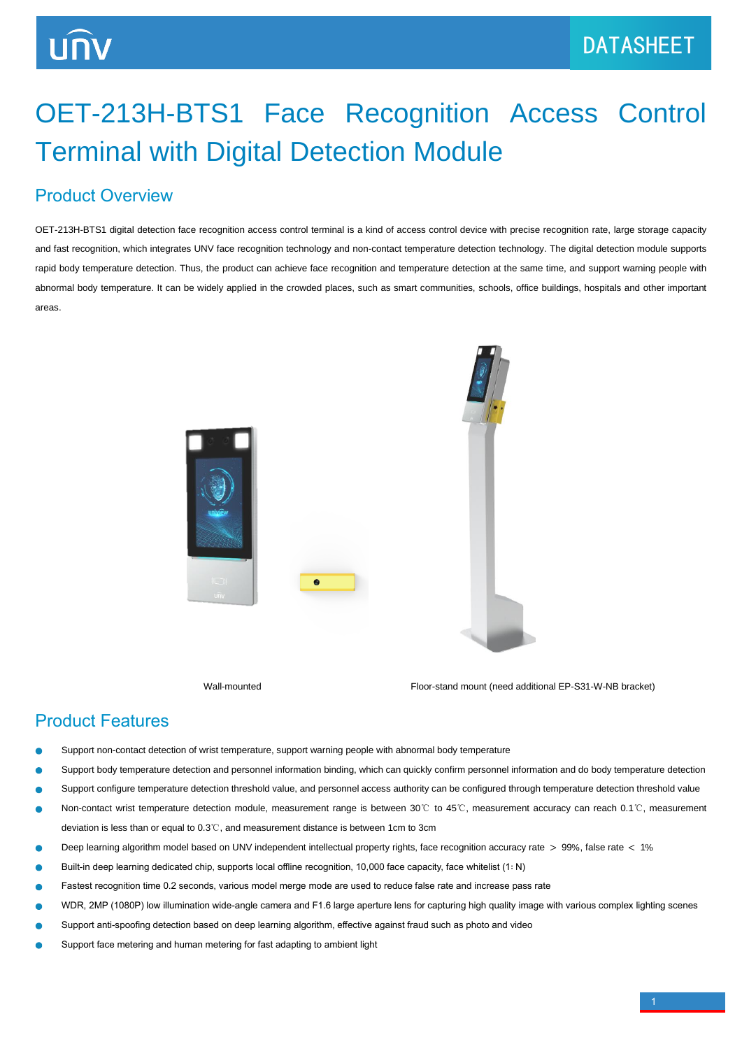# OET-213H-BTS1 Face Recognition Access Control Terminal with Digital Detection Module

## Product Overview

OET-213H-BTS1 digital detection face recognition access control terminal is a kind of access control device with precise recognition rate, large storage capacity and fast recognition, which integrates UNV face recognition technology and non-contact temperature detection technology. The digital detection module supports rapid body temperature detection. Thus, the product can achieve face recognition and temperature detection at the same time, and support warning people with abnormal body temperature. It can be widely applied in the crowded places, such as smart communities, schools, office buildings, hospitals and other important areas.

Wall-mounted

Floor-stand mount (need additional EP-S31-W-NB bracket)

## Product Features

- Support non-contact detection of wrist temperature, support warning people with abnormal body temperature
- Support body temperature detection and personnel information binding, which can quickly confirm personnel information and do body temperature detection
- Support configure temperature detection threshold value, and personnel access authority can be configured through temperature detection threshold value
- Non-contact wrist temperature detection module, measurement range is between 30℃ to 45℃, measurement accuracy can reach 0.1℃, measurement deviation is less than or equal to 0.3℃, and measurement distance is between 1cm to 3cm
- Deep learning algorithm model based on UNV independent intellectual property rights, face recognition accuracy rate ＞ 99%, false rate ＜ 1%
- Built-in deep learning dedicated chip, supports local offline recognition, 10,000 face capacity, face whitelist (1：N)
- Fastest recognition time 0.2 seconds, various model merge mode are used to reduce false rate and increase pass rate
- WDR, 2MP (1080P) low illumination wide-angle camera and F1.6 large aperture lens for capturing high quality image with various complex lighting scenes
- Support anti-spoofing detection based on deep learning algorithm, effective against fraud such as photo and video
- Support face metering and human metering for fast adapting to ambient light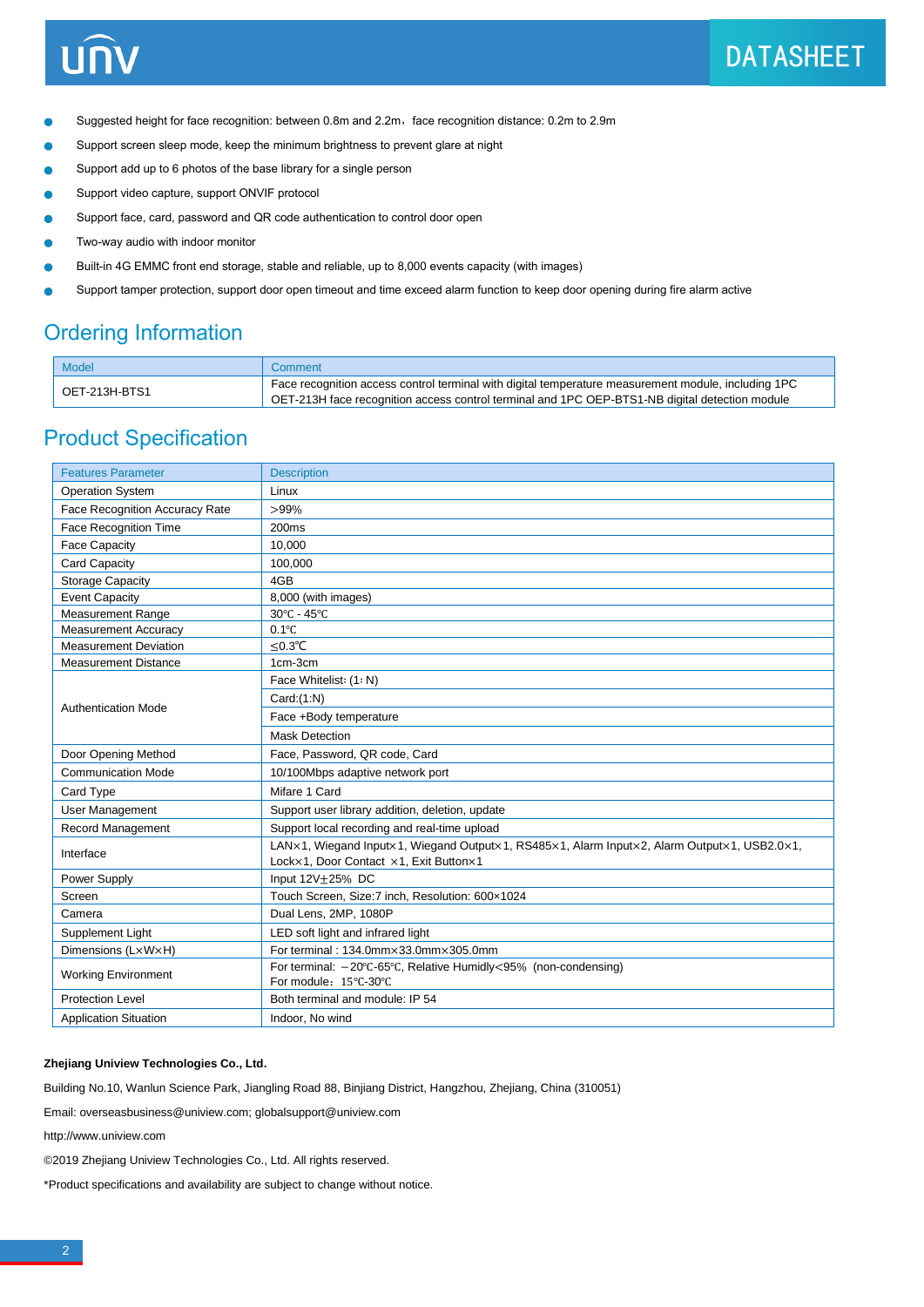- Suggested height for face recognition: between 0.8m and 2.2m，face recognition distance: 0.2m to 2.9m
- Support screen sleep mode, keep the minimum brightness to prevent glare at night
- Support add up to 6 photos of the base library for a single person
- Support video capture, support ONVIF protocol
- Support face, card, password and QR code authentication to control door open
- Two-way audio with indoor monitor
- Built-in 4G EMMC front end storage, stable and reliable, up to 8,000 events capacity (with images)
- Support tamper protection, support door open timeout and time exceed alarm function to keep door opening during fire alarm active

## Ordering Information

| Model | Comment |
|---|---|
| OET-213H-BTS1 | Face recognition access control terminal with digital temperature measurement module, including 1PC OET-213H face recognition access control terminal and 1PC OEP-BTS1-NB digital detection module |

## Product Specification

| Features Parameter | Description |
|---|---|
| Operation System | Linux |
| Face Recognition Accuracy Rate | >99% |
| Face Recognition Time | 200ms |
| Face Capacity | 10,000 |
| Card Capacity | 100,000 |
| Storage Capacity | 4GB |
| Event Capacity | 8,000 (with images) |
| Measurement Range | 30℃ - 45℃ |
| Measurement Accuracy | 0.1℃ |
| Measurement Deviation | ≤0.3℃ |
| Measurement Distance | 1cm-3cm |
| Authentication Mode | Face Whitelist：(1：N) |
| | Card:(1:N) |
| | Face +Body temperature |
| | Mask Detection |
| Door Opening Method | Face, Password, QR code, Card |
| Communication Mode | 10/100Mbps adaptive network port |
| Card Type | Mifare 1 Card |
| User Management | Support user library addition, deletion, update |
| Record Management | Support local recording and real-time upload |
| Interface | LAN×1, Wiegand Input×1, Wiegand Output×1, RS485×1, Alarm Input×2, Alarm Output×1, USB2.0×1, Lock×1, Door Contact ×1, Exit Button×1 |
| Power Supply | Input 12V±25% DC |
| Screen | Touch Screen, Size:7 inch, Resolution: 600×1024 |
| Camera | Dual Lens, 2MP, 1080P |
| Supplement Light | LED soft light and infrared light |
| Dimensions (L×W×H) | For terminal : 134.0mm×33.0mm×305.0mm |
| Working Environment | For terminal: －20℃-65℃, Relative Humidly<95% (non-condensing)<br>For module：15℃-30℃ |
| Protection Level | Both terminal and module: IP 54 |
| Application Situation | Indoor, No wind |

**Zhejiang Uniview Technologies Co., Ltd.**

Building No.10, Wanlun Science Park, Jiangling Road 88, Binjiang District, Hangzhou, Zhejiang, China (310051)

Email: overseasbusiness@uniview.com; globalsupport@uniview.com

http://www.uniview.com

©2019 Zhejiang Uniview Technologies Co., Ltd. All rights reserved.

*Product specifications and availability are subject to change without notice.